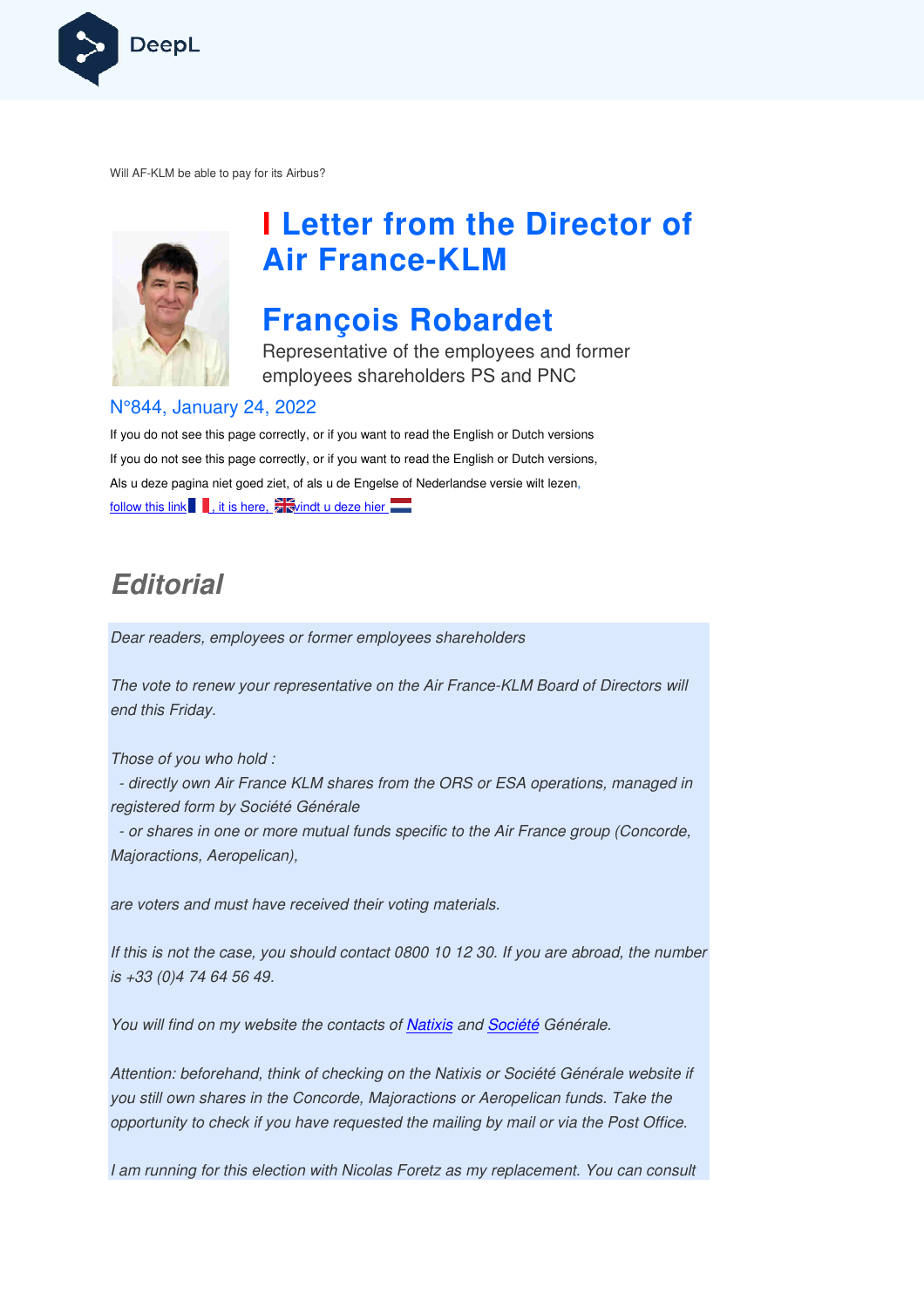Will AF-KLM be able to pay for its Airbus?

# Letter from the Director of Air France-KLM

# François Robardet

Representative of the employees and former employees shareholders PS and PNC

N°844, January 24, 2022

If you do not see this page correctly, or if you want to read the English or Dutch versions

If you do not see this page correctly, or if you want to read the English or Dutch versions,

Als u deze pagina niet goed ziet, of als u de Engelse of Nederlandse versie wilt lezen,

follow this link, it is here, vindt u deze hier

## Editorial

*Dear readers, employees or former employees shareholders*

*The vote to renew your representative on the Air France-KLM Board of Directors will end this Friday.*

*Those of you who hold :*
*- directly own Air France KLM shares from the ORS or ESA operations, managed in registered form by Société Générale*
*- or shares in one or more mutual funds specific to the Air France group (Concorde, Majoractions, Aeropelican),*

*are voters and must have received their voting materials.*

*If this is not the case, you should contact 0800 10 12 30. If you are abroad, the number is +33 (0)4 74 64 56 49.*

*You will find on my website the contacts of Natixis and Société Générale.*

*Attention: beforehand, think of checking on the Natixis or Société Générale website if you still own shares in the Concorde, Majoractions or Aeropelican funds. Take the opportunity to check if you have requested the mailing by mail or via the Post Office.*

*I am running for this election with Nicolas Foretz as my replacement. You can consult*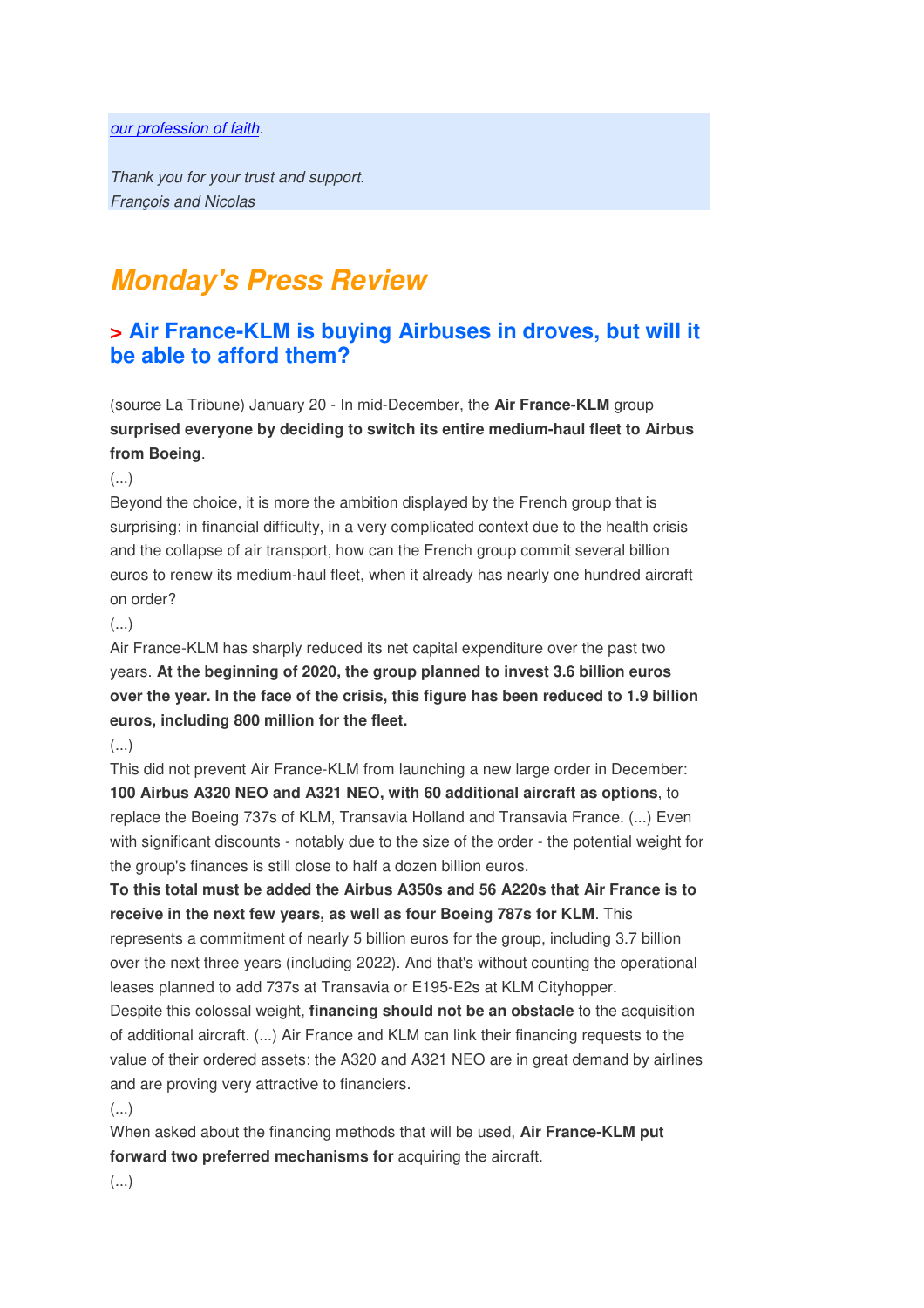*[our profession of faith](#).*

*Thank you for your trust and support.*
*François and Nicolas*

# *Monday's Press Review*

## > Air France-KLM is buying Airbuses in droves, but will it be able to afford them?

(source La Tribune) January 20 - In mid-December, the **Air France-KLM** group **surprised everyone by deciding to switch its entire medium-haul fleet to Airbus from Boeing**.

(...)

Beyond the choice, it is more the ambition displayed by the French group that is surprising: in financial difficulty, in a very complicated context due to the health crisis and the collapse of air transport, how can the French group commit several billion euros to renew its medium-haul fleet, when it already has nearly one hundred aircraft on order?

(...)

Air France-KLM has sharply reduced its net capital expenditure over the past two years. **At the beginning of 2020, the group planned to invest 3.6 billion euros over the year. In the face of the crisis, this figure has been reduced to 1.9 billion euros, including 800 million for the fleet.**

(...)

This did not prevent Air France-KLM from launching a new large order in December: **100 Airbus A320 NEO and A321 NEO, with 60 additional aircraft as options**, to replace the Boeing 737s of KLM, Transavia Holland and Transavia France. (...) Even with significant discounts - notably due to the size of the order - the potential weight for the group's finances is still close to half a dozen billion euros.

**To this total must be added the Airbus A350s and 56 A220s that Air France is to receive in the next few years, as well as four Boeing 787s for KLM**. This represents a commitment of nearly 5 billion euros for the group, including 3.7 billion over the next three years (including 2022). And that's without counting the operational leases planned to add 737s at Transavia or E195-E2s at KLM Cityhopper.

Despite this colossal weight, **financing should not be an obstacle** to the acquisition of additional aircraft. (...) Air France and KLM can link their financing requests to the value of their ordered assets: the A320 and A321 NEO are in great demand by airlines and are proving very attractive to financiers.

(...)

When asked about the financing methods that will be used, **Air France-KLM put forward two preferred mechanisms for** acquiring the aircraft.

(...)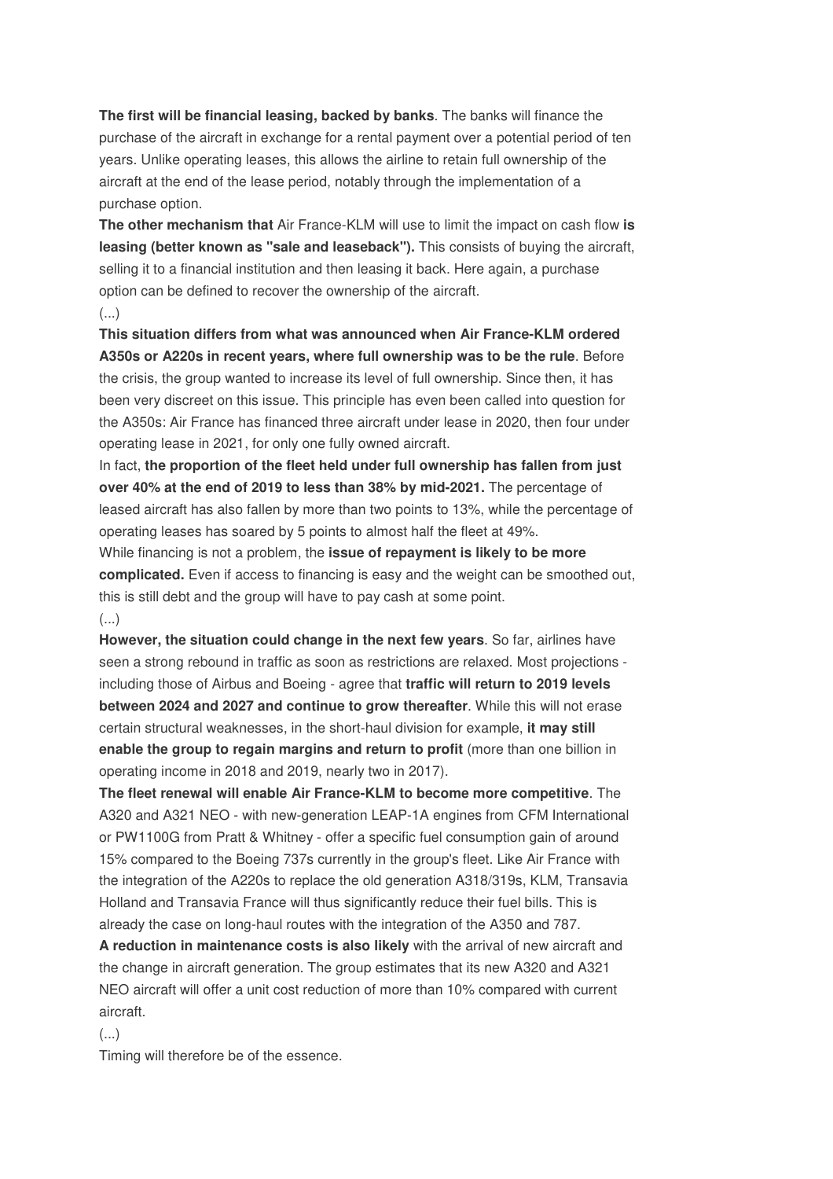**The first will be financial leasing, backed by banks**. The banks will finance the purchase of the aircraft in exchange for a rental payment over a potential period of ten years. Unlike operating leases, this allows the airline to retain full ownership of the aircraft at the end of the lease period, notably through the implementation of a purchase option.

**The other mechanism that** Air France-KLM will use to limit the impact on cash flow **is leasing (better known as "sale and leaseback").** This consists of buying the aircraft, selling it to a financial institution and then leasing it back. Here again, a purchase option can be defined to recover the ownership of the aircraft.

(...)

**This situation differs from what was announced when Air France-KLM ordered A350s or A220s in recent years, where full ownership was to be the rule**. Before the crisis, the group wanted to increase its level of full ownership. Since then, it has been very discreet on this issue. This principle has even been called into question for the A350s: Air France has financed three aircraft under lease in 2020, then four under operating lease in 2021, for only one fully owned aircraft.

In fact, **the proportion of the fleet held under full ownership has fallen from just over 40% at the end of 2019 to less than 38% by mid-2021.** The percentage of leased aircraft has also fallen by more than two points to 13%, while the percentage of operating leases has soared by 5 points to almost half the fleet at 49%.

While financing is not a problem, the **issue of repayment is likely to be more complicated.** Even if access to financing is easy and the weight can be smoothed out, this is still debt and the group will have to pay cash at some point.

(...)

**However, the situation could change in the next few years**. So far, airlines have seen a strong rebound in traffic as soon as restrictions are relaxed. Most projections - including those of Airbus and Boeing - agree that **traffic will return to 2019 levels between 2024 and 2027 and continue to grow thereafter**. While this will not erase certain structural weaknesses, in the short-haul division for example, **it may still enable the group to regain margins and return to profit** (more than one billion in operating income in 2018 and 2019, nearly two in 2017).

**The fleet renewal will enable Air France-KLM to become more competitive**. The A320 and A321 NEO - with new-generation LEAP-1A engines from CFM International or PW1100G from Pratt & Whitney - offer a specific fuel consumption gain of around 15% compared to the Boeing 737s currently in the group's fleet. Like Air France with the integration of the A220s to replace the old generation A318/319s, KLM, Transavia Holland and Transavia France will thus significantly reduce their fuel bills. This is already the case on long-haul routes with the integration of the A350 and 787.

**A reduction in maintenance costs is also likely** with the arrival of new aircraft and the change in aircraft generation. The group estimates that its new A320 and A321 NEO aircraft will offer a unit cost reduction of more than 10% compared with current aircraft.

(...)

Timing will therefore be of the essence.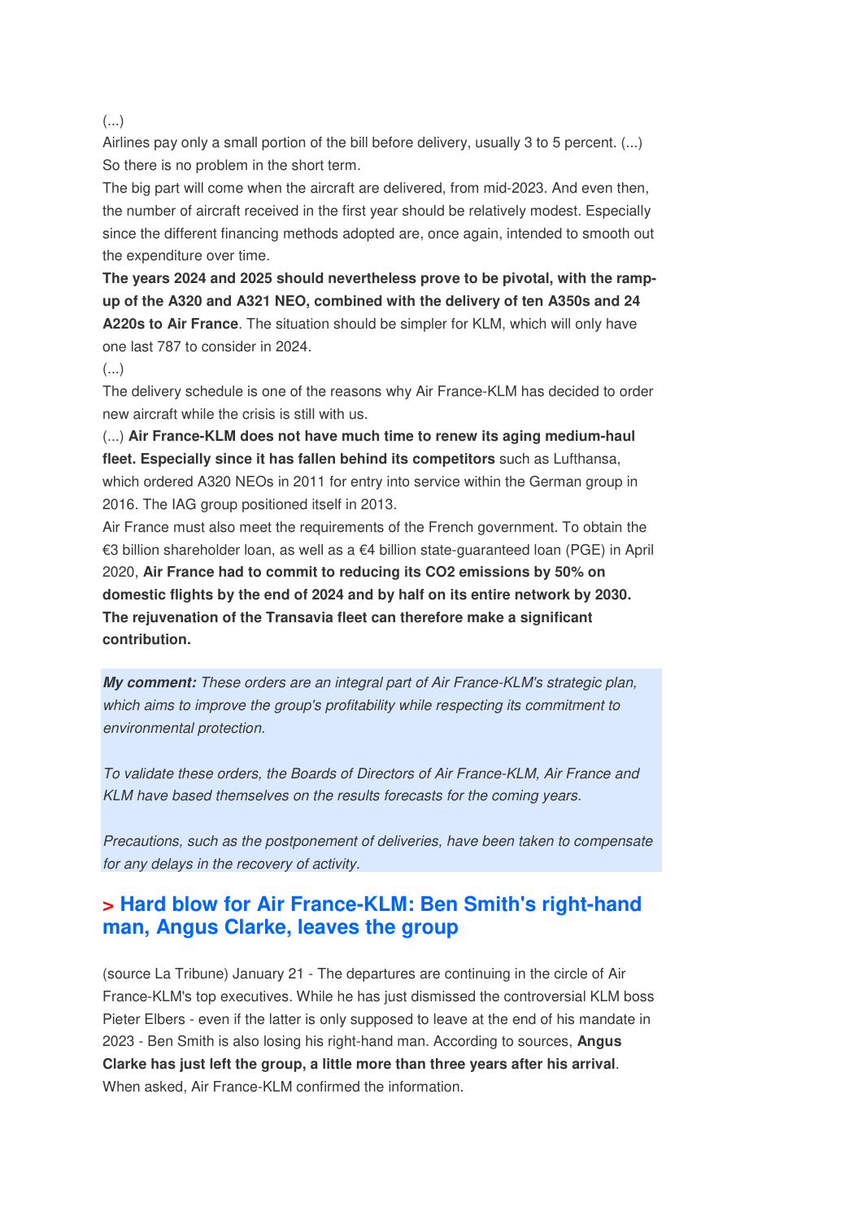(...)

Airlines pay only a small portion of the bill before delivery, usually 3 to 5 percent. (...) So there is no problem in the short term.

The big part will come when the aircraft are delivered, from mid-2023. And even then, the number of aircraft received in the first year should be relatively modest. Especially since the different financing methods adopted are, once again, intended to smooth out the expenditure over time.

**The years 2024 and 2025 should nevertheless prove to be pivotal, with the ramp-up of the A320 and A321 NEO, combined with the delivery of ten A350s and 24 A220s to Air France**. The situation should be simpler for KLM, which will only have one last 787 to consider in 2024.

(...)

The delivery schedule is one of the reasons why Air France-KLM has decided to order new aircraft while the crisis is still with us.

(...) **Air France-KLM does not have much time to renew its aging medium-haul fleet. Especially since it has fallen behind its competitors** such as Lufthansa, which ordered A320 NEOs in 2011 for entry into service within the German group in 2016. The IAG group positioned itself in 2013.

Air France must also meet the requirements of the French government. To obtain the €3 billion shareholder loan, as well as a €4 billion state-guaranteed loan (PGE) in April 2020, **Air France had to commit to reducing its $CO_2$ emissions by 50% on domestic flights by the end of 2024 and by half on its entire network by 2030. The rejuvenation of the Transavia fleet can therefore make a significant contribution.**

***My comment:*** *These orders are an integral part of Air France-KLM's strategic plan, which aims to improve the group's profitability while respecting its commitment to environmental protection.*

*To validate these orders, the Boards of Directors of Air France-KLM, Air France and KLM have based themselves on the results forecasts for the coming years.*

*Precautions, such as the postponement of deliveries, have been taken to compensate for any delays in the recovery of activity.*

## > Hard blow for Air France-KLM: Ben Smith's right-hand man, Angus Clarke, leaves the group

(source La Tribune) January 21 - The departures are continuing in the circle of Air France-KLM's top executives. While he has just dismissed the controversial KLM boss Pieter Elbers - even if the latter is only supposed to leave at the end of his mandate in 2023 - Ben Smith is also losing his right-hand man. According to sources, **Angus Clarke has just left the group, a little more than three years after his arrival**. When asked, Air France-KLM confirmed the information.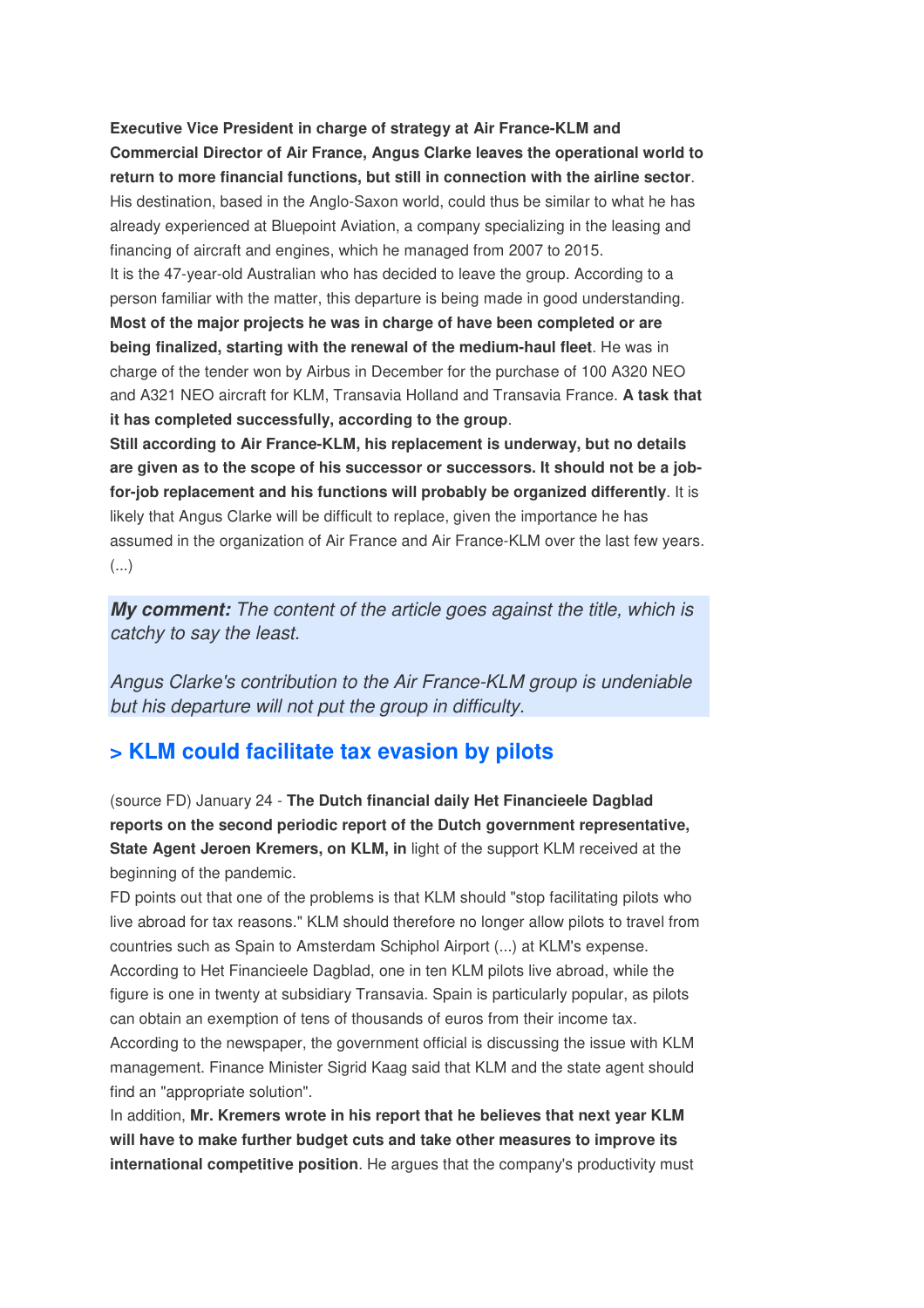**Executive Vice President in charge of strategy at Air France-KLM and Commercial Director of Air France, Angus Clarke leaves the operational world to return to more financial functions, but still in connection with the airline sector**. His destination, based in the Anglo-Saxon world, could thus be similar to what he has already experienced at Bluepoint Aviation, a company specializing in the leasing and financing of aircraft and engines, which he managed from 2007 to 2015.
It is the 47-year-old Australian who has decided to leave the group. According to a person familiar with the matter, this departure is being made in good understanding.
**Most of the major projects he was in charge of have been completed or are being finalized, starting with the renewal of the medium-haul fleet**. He was in charge of the tender won by Airbus in December for the purchase of 100 A320 NEO and A321 NEO aircraft for KLM, Transavia Holland and Transavia France. **A task that it has completed successfully, according to the group**.
**Still according to Air France-KLM, his replacement is underway, but no details are given as to the scope of his successor or successors. It should not be a job-for-job replacement and his functions will probably be organized differently**. It is likely that Angus Clarke will be difficult to replace, given the importance he has assumed in the organization of Air France and Air France-KLM over the last few years. (...)

***My comment:*** *The content of the article goes against the title, which is catchy to say the least.*

*Angus Clarke's contribution to the Air France-KLM group is undeniable but his departure will not put the group in difficulty.*

## > KLM could facilitate tax evasion by pilots

(source FD) January 24 - **The Dutch financial daily Het Financieele Dagblad reports on the second periodic report of the Dutch government representative, State Agent Jeroen Kremers, on KLM, in** light of the support KLM received at the beginning of the pandemic.
FD points out that one of the problems is that KLM should "stop facilitating pilots who live abroad for tax reasons." KLM should therefore no longer allow pilots to travel from countries such as Spain to Amsterdam Schiphol Airport (...) at KLM's expense.
According to Het Financieele Dagblad, one in ten KLM pilots live abroad, while the figure is one in twenty at subsidiary Transavia. Spain is particularly popular, as pilots can obtain an exemption of tens of thousands of euros from their income tax.
According to the newspaper, the government official is discussing the issue with KLM management. Finance Minister Sigrid Kaag said that KLM and the state agent should find an "appropriate solution".
In addition, **Mr. Kremers wrote in his report that he believes that next year KLM will have to make further budget cuts and take other measures to improve its international competitive position**. He argues that the company's productivity must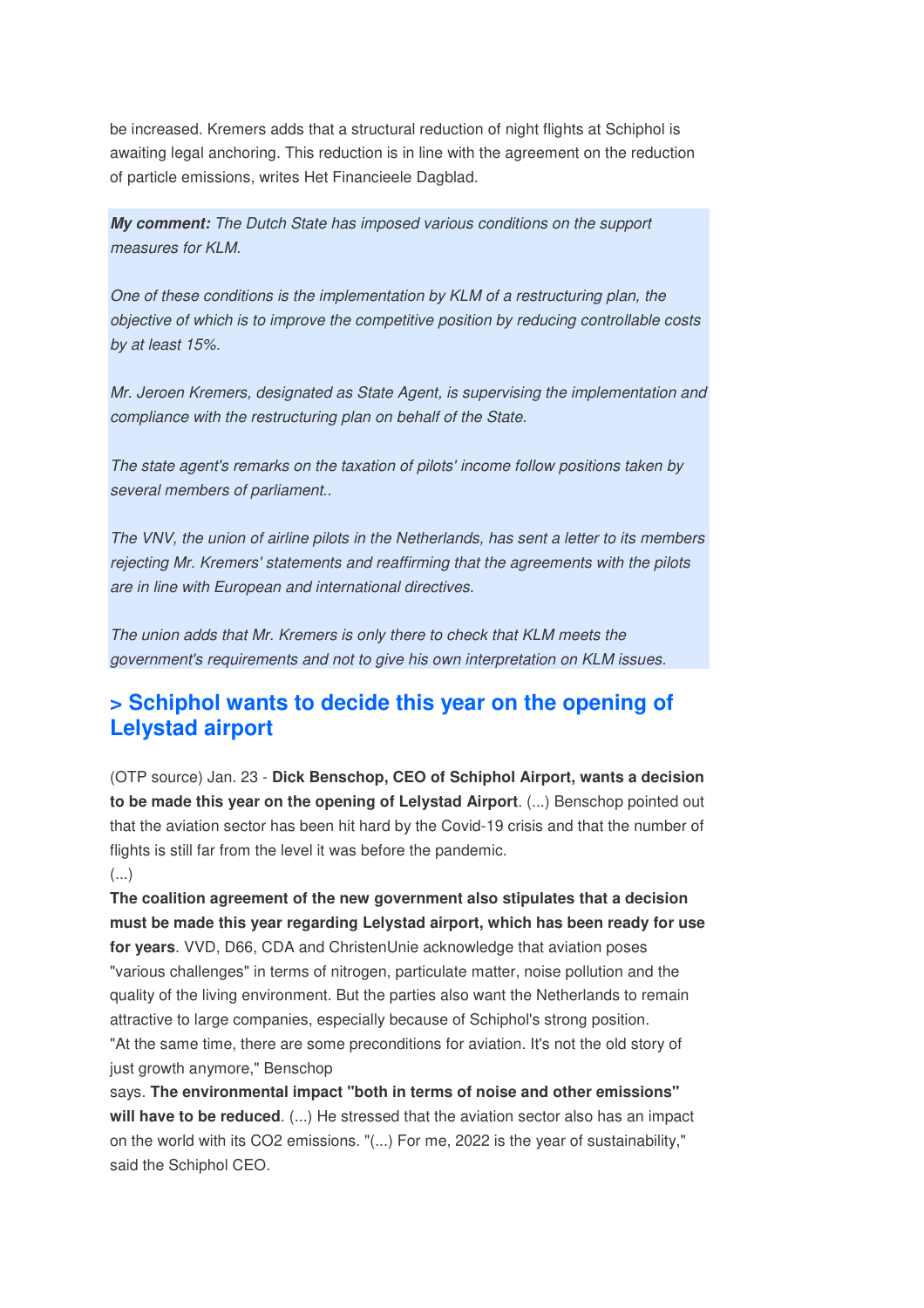be increased. Kremers adds that a structural reduction of night flights at Schiphol is awaiting legal anchoring. This reduction is in line with the agreement on the reduction of particle emissions, writes Het Financieele Dagblad.

***My comment:*** *The Dutch State has imposed various conditions on the support measures for KLM.*

*One of these conditions is the implementation by KLM of a restructuring plan, the objective of which is to improve the competitive position by reducing controllable costs by at least 15%.*

*Mr. Jeroen Kremers, designated as State Agent, is supervising the implementation and compliance with the restructuring plan on behalf of the State.*

*The state agent's remarks on the taxation of pilots' income follow positions taken by several members of parliament..*

*The VNV, the union of airline pilots in the Netherlands, has sent a letter to its members rejecting Mr. Kremers' statements and reaffirming that the agreements with the pilots are in line with European and international directives.*

*The union adds that Mr. Kremers is only there to check that KLM meets the government's requirements and not to give his own interpretation on KLM issues.*

## > Schiphol wants to decide this year on the opening of Lelystad airport

(OTP source) Jan. 23 - **Dick Benschop, CEO of Schiphol Airport, wants a decision to be made this year on the opening of Lelystad Airport**. (...) Benschop pointed out that the aviation sector has been hit hard by the Covid-19 crisis and that the number of flights is still far from the level it was before the pandemic.
(...)
**The coalition agreement of the new government also stipulates that a decision must be made this year regarding Lelystad airport, which has been ready for use for years**. VVD, D66, CDA and ChristenUnie acknowledge that aviation poses "various challenges" in terms of nitrogen, particulate matter, noise pollution and the quality of the living environment. But the parties also want the Netherlands to remain attractive to large companies, especially because of Schiphol's strong position.
"At the same time, there are some preconditions for aviation. It's not the old story of just growth anymore," Benschop says. **The environmental impact "both in terms of noise and other emissions" will have to be reduced**. (...) He stressed that the aviation sector also has an impact on the world with its CO2 emissions. "(...) For me, 2022 is the year of sustainability," said the Schiphol CEO.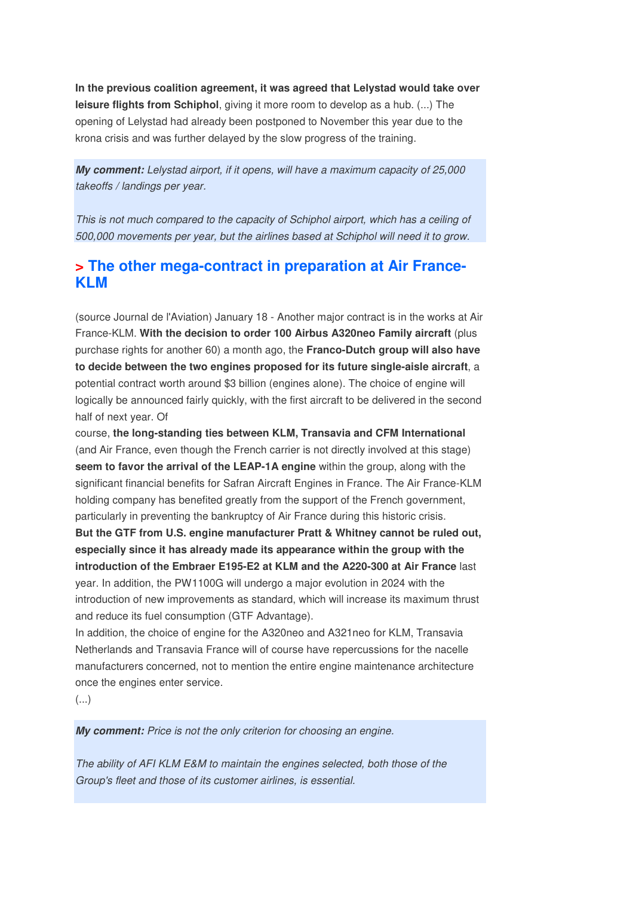**In the previous coalition agreement, it was agreed that Lelystad would take over leisure flights from Schiphol**, giving it more room to develop as a hub. (...) The opening of Lelystad had already been postponed to November this year due to the krona crisis and was further delayed by the slow progress of the training.

***My comment:*** *Lelystad airport, if it opens, will have a maximum capacity of 25,000 takeoffs / landings per year.*

*This is not much compared to the capacity of Schiphol airport, which has a ceiling of 500,000 movements per year, but the airlines based at Schiphol will need it to grow.*

## > The other mega-contract in preparation at Air France-KLM

(source Journal de l'Aviation) January 18 - Another major contract is in the works at Air France-KLM. **With the decision to order 100 Airbus A320neo Family aircraft** (plus purchase rights for another 60) a month ago, the **Franco-Dutch group will also have to decide between the two engines proposed for its future single-aisle aircraft**, a potential contract worth around $3 billion (engines alone). The choice of engine will logically be announced fairly quickly, with the first aircraft to be delivered in the second half of next year. Of
course, **the long-standing ties between KLM, Transavia and CFM International** (and Air France, even though the French carrier is not directly involved at this stage) **seem to favor the arrival of the LEAP-1A engine** within the group, along with the significant financial benefits for Safran Aircraft Engines in France. The Air France-KLM holding company has benefited greatly from the support of the French government, particularly in preventing the bankruptcy of Air France during this historic crisis.
**But the GTF from U.S. engine manufacturer Pratt & Whitney cannot be ruled out, especially since it has already made its appearance within the group with the introduction of the Embraer E195-E2 at KLM and the A220-300 at Air France** last year. In addition, the PW1100G will undergo a major evolution in 2024 with the introduction of new improvements as standard, which will increase its maximum thrust and reduce its fuel consumption (GTF Advantage).
In addition, the choice of engine for the A320neo and A321neo for KLM, Transavia Netherlands and Transavia France will of course have repercussions for the nacelle manufacturers concerned, not to mention the entire engine maintenance architecture once the engines enter service.
(...)

***My comment:*** *Price is not the only criterion for choosing an engine.*

*The ability of AFI KLM E&M to maintain the engines selected, both those of the Group's fleet and those of its customer airlines, is essential.*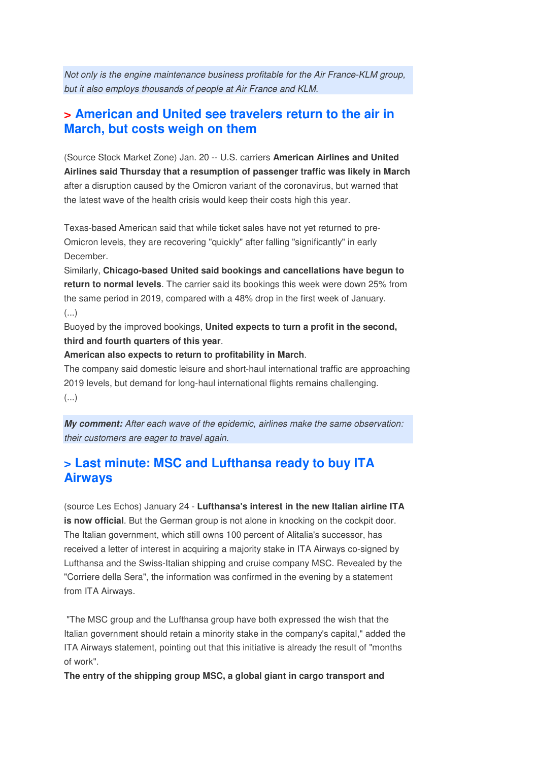*Not only is the engine maintenance business profitable for the Air France-KLM group, but it also employs thousands of people at Air France and KLM.*

## > American and United see travelers return to the air in March, but costs weigh on them

(Source Stock Market Zone) Jan. 20 -- U.S. carriers **American Airlines and United Airlines said Thursday that a resumption of passenger traffic was likely in March** after a disruption caused by the Omicron variant of the coronavirus, but warned that the latest wave of the health crisis would keep their costs high this year.

Texas-based American said that while ticket sales have not yet returned to pre-Omicron levels, they are recovering "quickly" after falling "significantly" in early December.

Similarly, **Chicago-based United said bookings and cancellations have begun to return to normal levels**. The carrier said its bookings this week were down 25% from the same period in 2019, compared with a 48% drop in the first week of January.

(...)

Buoyed by the improved bookings, **United expects to turn a profit in the second, third and fourth quarters of this year**.

**American also expects to return to profitability in March**.

The company said domestic leisure and short-haul international traffic are approaching 2019 levels, but demand for long-haul international flights remains challenging.

(...)

***My comment:*** *After each wave of the epidemic, airlines make the same observation: their customers are eager to travel again.*

## > Last minute: MSC and Lufthansa ready to buy ITA Airways

(source Les Echos) January 24 - **Lufthansa's interest in the new Italian airline ITA is now official**. But the German group is not alone in knocking on the cockpit door. The Italian government, which still owns 100 percent of Alitalia's successor, has received a letter of interest in acquiring a majority stake in ITA Airways co-signed by Lufthansa and the Swiss-Italian shipping and cruise company MSC. Revealed by the "Corriere della Sera", the information was confirmed in the evening by a statement from ITA Airways.

"The MSC group and the Lufthansa group have both expressed the wish that the Italian government should retain a minority stake in the company's capital," added the ITA Airways statement, pointing out that this initiative is already the result of "months of work".

**The entry of the shipping group MSC, a global giant in cargo transport and**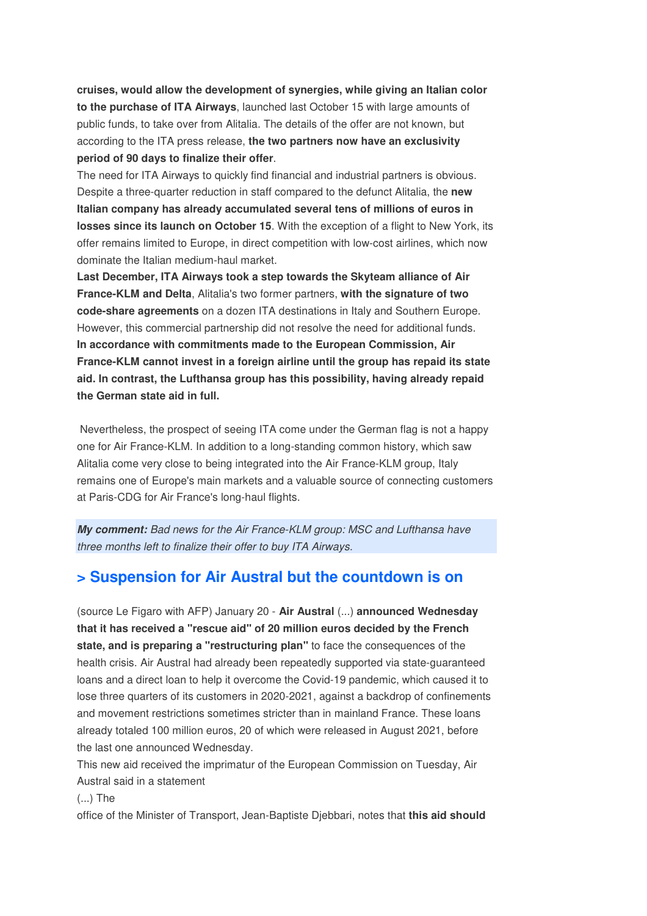**cruises, would allow the development of synergies, while giving an Italian color to the purchase of ITA Airways**, launched last October 15 with large amounts of public funds, to take over from Alitalia. The details of the offer are not known, but according to the ITA press release, **the two partners now have an exclusivity period of 90 days to finalize their offer**.

The need for ITA Airways to quickly find financial and industrial partners is obvious. Despite a three-quarter reduction in staff compared to the defunct Alitalia, the **new Italian company has already accumulated several tens of millions of euros in losses since its launch on October 15**. With the exception of a flight to New York, its offer remains limited to Europe, in direct competition with low-cost airlines, which now dominate the Italian medium-haul market.

**Last December, ITA Airways took a step towards the Skyteam alliance of Air France-KLM and Delta**, Alitalia's two former partners, **with the signature of two code-share agreements** on a dozen ITA destinations in Italy and Southern Europe. However, this commercial partnership did not resolve the need for additional funds. **In accordance with commitments made to the European Commission, Air France-KLM cannot invest in a foreign airline until the group has repaid its state aid. In contrast, the Lufthansa group has this possibility, having already repaid the German state aid in full.**

Nevertheless, the prospect of seeing ITA come under the German flag is not a happy one for Air France-KLM. In addition to a long-standing common history, which saw Alitalia come very close to being integrated into the Air France-KLM group, Italy remains one of Europe's main markets and a valuable source of connecting customers at Paris-CDG for Air France's long-haul flights.

***My comment:*** *Bad news for the Air France-KLM group: MSC and Lufthansa have three months left to finalize their offer to buy ITA Airways.*

## > Suspension for Air Austral but the countdown is on

(source Le Figaro with AFP) January 20 - **Air Austral** (...) **announced Wednesday that it has received a "rescue aid" of 20 million euros decided by the French state, and is preparing a "restructuring plan"** to face the consequences of the health crisis. Air Austral had already been repeatedly supported via state-guaranteed loans and a direct loan to help it overcome the Covid-19 pandemic, which caused it to lose three quarters of its customers in 2020-2021, against a backdrop of confinements and movement restrictions sometimes stricter than in mainland France. These loans already totaled 100 million euros, 20 of which were released in August 2021, before the last one announced Wednesday.

This new aid received the imprimatur of the European Commission on Tuesday, Air Austral said in a statement

(...) The

office of the Minister of Transport, Jean-Baptiste Djebbari, notes that **this aid should**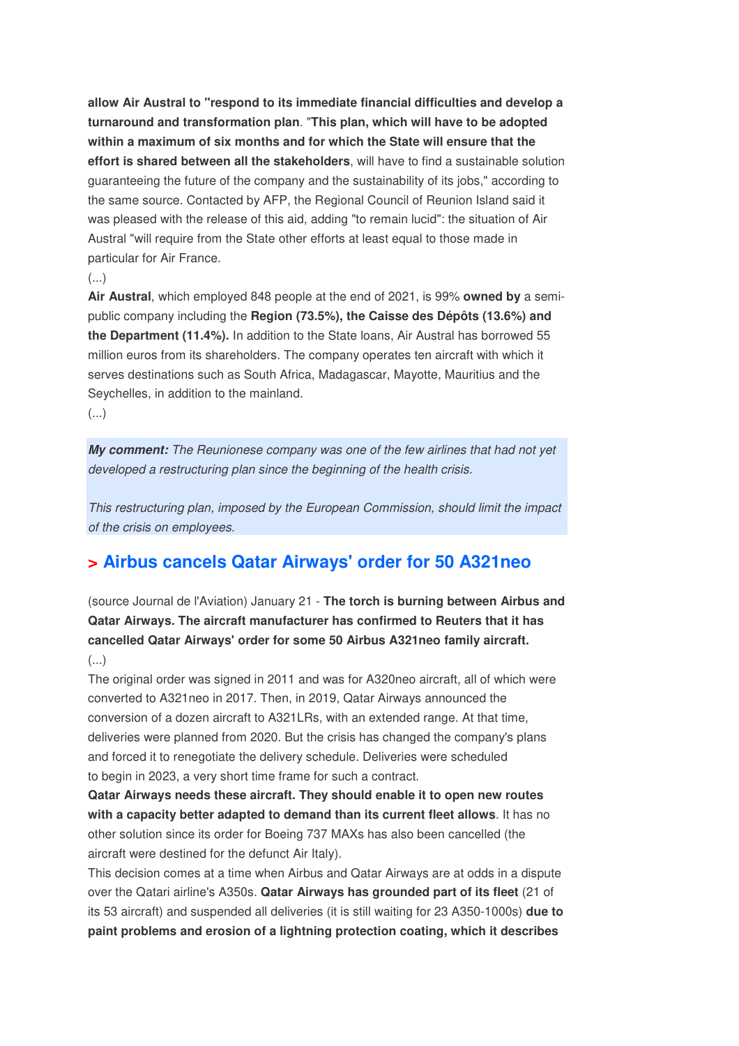**allow Air Austral to "respond to its immediate financial difficulties and develop a turnaround and transformation plan**. "**This plan, which will have to be adopted within a maximum of six months and for which the State will ensure that the effort is shared between all the stakeholders**, will have to find a sustainable solution guaranteeing the future of the company and the sustainability of its jobs," according to the same source. Contacted by AFP, the Regional Council of Reunion Island said it was pleased with the release of this aid, adding "to remain lucid": the situation of Air Austral "will require from the State other efforts at least equal to those made in particular for Air France.

(...)

**Air Austral**, which employed 848 people at the end of 2021, is 99% **owned by** a semi-public company including the **Region (73.5%), the Caisse des Dépôts (13.6%) and the Department (11.4%).** In addition to the State loans, Air Austral has borrowed 55 million euros from its shareholders. The company operates ten aircraft with which it serves destinations such as South Africa, Madagascar, Mayotte, Mauritius and the Seychelles, in addition to the mainland.

(...)

***My comment:*** *The Reunionese company was one of the few airlines that had not yet developed a restructuring plan since the beginning of the health crisis.*

*This restructuring plan, imposed by the European Commission, should limit the impact of the crisis on employees.*

## > Airbus cancels Qatar Airways' order for 50 A321neo

(source Journal de l'Aviation) January 21 - **The torch is burning between Airbus and Qatar Airways. The aircraft manufacturer has confirmed to Reuters that it has cancelled Qatar Airways' order for some 50 Airbus A321neo family aircraft.**

(...)

The original order was signed in 2011 and was for A320neo aircraft, all of which were converted to A321neo in 2017. Then, in 2019, Qatar Airways announced the conversion of a dozen aircraft to A321LRs, with an extended range. At that time, deliveries were planned from 2020. But the crisis has changed the company's plans and forced it to renegotiate the delivery schedule. Deliveries were scheduled to begin in 2023, a very short time frame for such a contract.

**Qatar Airways needs these aircraft. They should enable it to open new routes with a capacity better adapted to demand than its current fleet allows**. It has no other solution since its order for Boeing 737 MAXs has also been cancelled (the aircraft were destined for the defunct Air Italy).

This decision comes at a time when Airbus and Qatar Airways are at odds in a dispute over the Qatari airline's A350s. **Qatar Airways has grounded part of its fleet** (21 of its 53 aircraft) and suspended all deliveries (it is still waiting for 23 A350-1000s) **due to paint problems and erosion of a lightning protection coating, which it describes**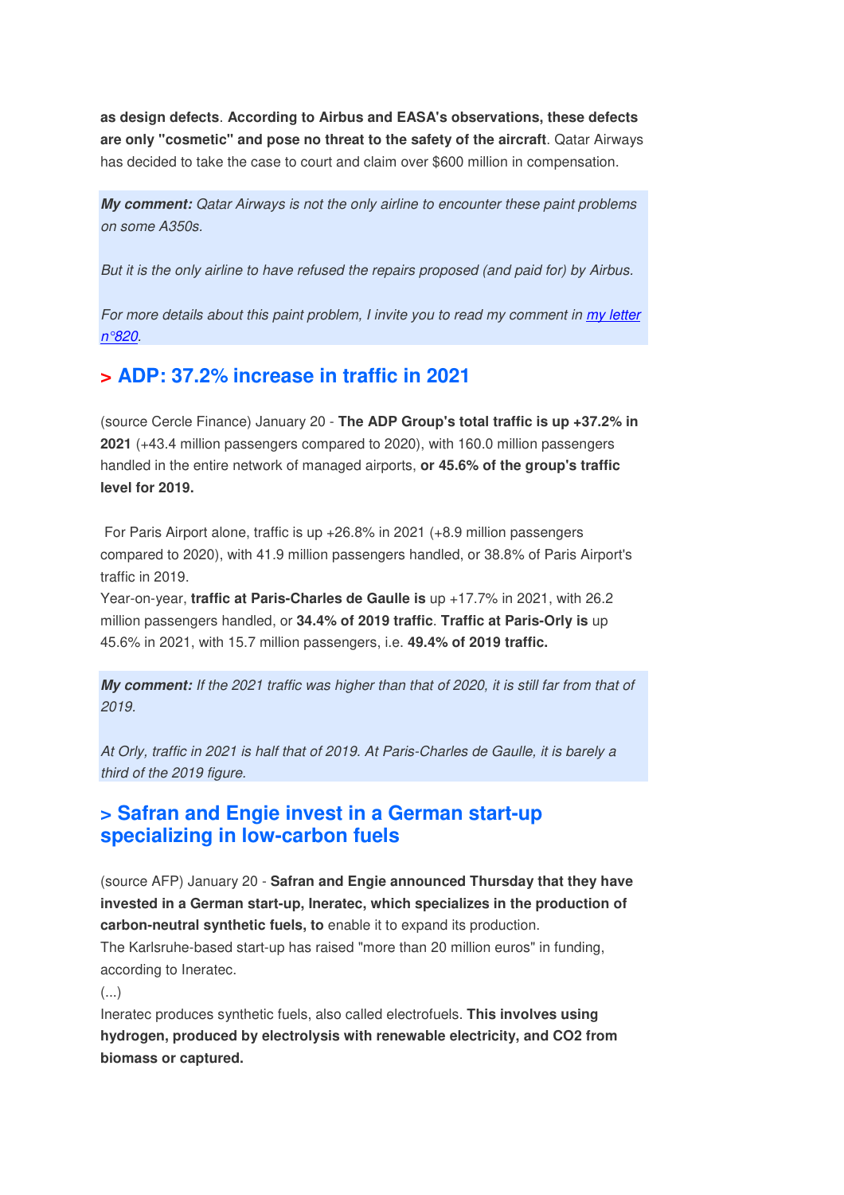as design defects. **According to Airbus and EASA's observations, these defects are only "cosmetic" and pose no threat to the safety of the aircraft**. Qatar Airways has decided to take the case to court and claim over $600 million in compensation.

***My comment:*** *Qatar Airways is not the only airline to encounter these paint problems on some A350s.*

*But it is the only airline to have refused the repairs proposed (and paid for) by Airbus.*

*For more details about this paint problem, I invite you to read my comment in [my letter n°820](#).*

## > ADP: 37.2% increase in traffic in 2021

(source Cercle Finance) January 20 - **The ADP Group's total traffic is up +37.2% in 2021** (+43.4 million passengers compared to 2020), with 160.0 million passengers handled in the entire network of managed airports, **or 45.6% of the group's traffic level for 2019.**

For Paris Airport alone, traffic is up +26.8% in 2021 (+8.9 million passengers compared to 2020), with 41.9 million passengers handled, or 38.8% of Paris Airport's traffic in 2019.
Year-on-year, **traffic at Paris-Charles de Gaulle is** up +17.7% in 2021, with 26.2 million passengers handled, or **34.4% of 2019 traffic**. **Traffic at Paris-Orly is** up 45.6% in 2021, with 15.7 million passengers, i.e. **49.4% of 2019 traffic.**

***My comment:*** *If the 2021 traffic was higher than that of 2020, it is still far from that of 2019.*

*At Orly, traffic in 2021 is half that of 2019. At Paris-Charles de Gaulle, it is barely a third of the 2019 figure.*

## > Safran and Engie invest in a German start-up specializing in low-carbon fuels

(source AFP) January 20 - **Safran and Engie announced Thursday that they have invested in a German start-up, Ineratec, which specializes in the production of carbon-neutral synthetic fuels, to** enable it to expand its production.
The Karlsruhe-based start-up has raised "more than 20 million euros" in funding, according to Ineratec.
(...)
Ineratec produces synthetic fuels, also called electrofuels. **This involves using hydrogen, produced by electrolysis with renewable electricity, and CO2 from biomass or captured.**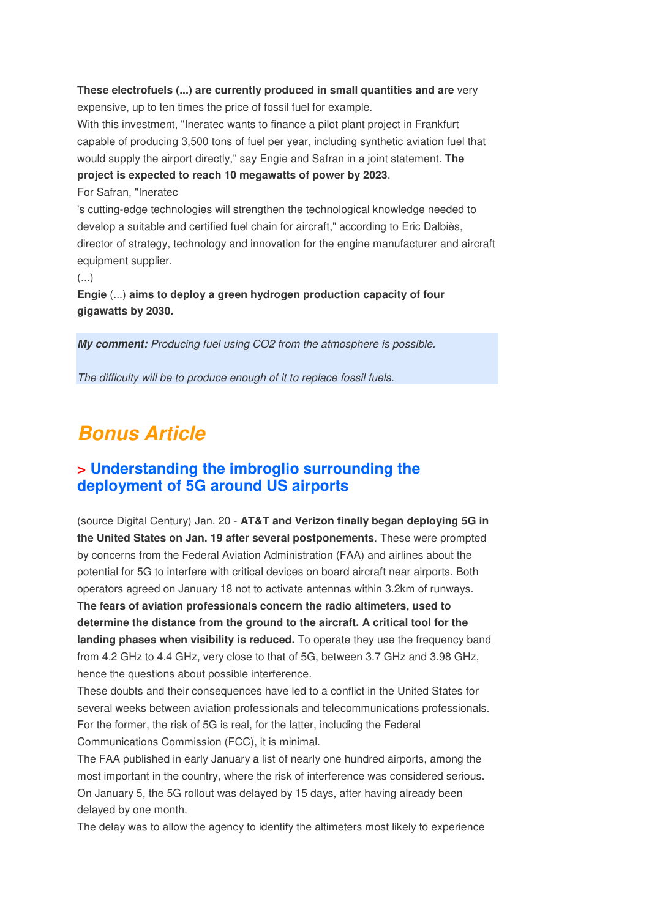**These electrofuels (...) are currently produced in small quantities and are** very expensive, up to ten times the price of fossil fuel for example.

With this investment, "Ineratec wants to finance a pilot plant project in Frankfurt capable of producing 3,500 tons of fuel per year, including synthetic aviation fuel that would supply the airport directly," say Engie and Safran in a joint statement. **The project is expected to reach 10 megawatts of power by 2023**.

For Safran, "Ineratec

's cutting-edge technologies will strengthen the technological knowledge needed to develop a suitable and certified fuel chain for aircraft," according to Eric Dalbiès, director of strategy, technology and innovation for the engine manufacturer and aircraft equipment supplier.

(...)

**Engie** (...) **aims to deploy a green hydrogen production capacity of four gigawatts by 2030.**

***My comment:*** *Producing fuel using CO2 from the atmosphere is possible.*

*The difficulty will be to produce enough of it to replace fossil fuels.*

# *Bonus Article*

## > Understanding the imbroglio surrounding the deployment of 5G around US airports

(source Digital Century) Jan. 20 - **AT&T and Verizon finally began deploying 5G in the United States on Jan. 19 after several postponements**. These were prompted by concerns from the Federal Aviation Administration (FAA) and airlines about the potential for 5G to interfere with critical devices on board aircraft near airports. Both operators agreed on January 18 not to activate antennas within 3.2km of runways. **The fears of aviation professionals concern the radio altimeters, used to determine the distance from the ground to the aircraft. A critical tool for the landing phases when visibility is reduced.** To operate they use the frequency band from 4.2 GHz to 4.4 GHz, very close to that of 5G, between 3.7 GHz and 3.98 GHz, hence the questions about possible interference.

These doubts and their consequences have led to a conflict in the United States for several weeks between aviation professionals and telecommunications professionals. For the former, the risk of 5G is real, for the latter, including the Federal Communications Commission (FCC), it is minimal.

The FAA published in early January a list of nearly one hundred airports, among the most important in the country, where the risk of interference was considered serious. On January 5, the 5G rollout was delayed by 15 days, after having already been delayed by one month.

The delay was to allow the agency to identify the altimeters most likely to experience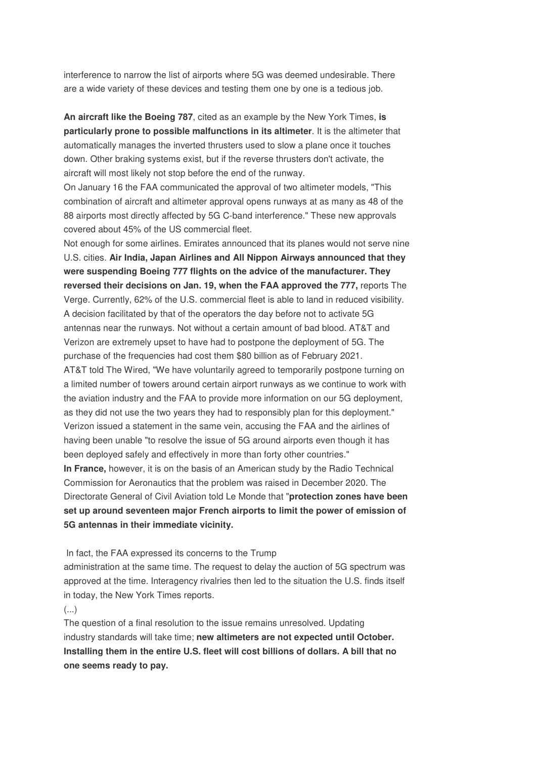interference to narrow the list of airports where 5G was deemed undesirable. There are a wide variety of these devices and testing them one by one is a tedious job.

**An aircraft like the Boeing 787**, cited as an example by the New York Times, **is particularly prone to possible malfunctions in its altimeter**. It is the altimeter that automatically manages the inverted thrusters used to slow a plane once it touches down. Other braking systems exist, but if the reverse thrusters don't activate, the aircraft will most likely not stop before the end of the runway.
On January 16 the FAA communicated the approval of two altimeter models, "This combination of aircraft and altimeter approval opens runways at as many as 48 of the 88 airports most directly affected by 5G C-band interference." These new approvals covered about 45% of the US commercial fleet.
Not enough for some airlines. Emirates announced that its planes would not serve nine U.S. cities. **Air India, Japan Airlines and All Nippon Airways announced that they were suspending Boeing 777 flights on the advice of the manufacturer. They reversed their decisions on Jan. 19, when the FAA approved the 777,** reports The Verge. Currently, 62% of the U.S. commercial fleet is able to land in reduced visibility. A decision facilitated by that of the operators the day before not to activate 5G antennas near the runways. Not without a certain amount of bad blood. AT&T and Verizon are extremely upset to have had to postpone the deployment of 5G. The purchase of the frequencies had cost them $80 billion as of February 2021.
AT&T told The Wired, "We have voluntarily agreed to temporarily postpone turning on a limited number of towers around certain airport runways as we continue to work with the aviation industry and the FAA to provide more information on our 5G deployment, as they did not use the two years they had to responsibly plan for this deployment."
Verizon issued a statement in the same vein, accusing the FAA and the airlines of having been unable "to resolve the issue of 5G around airports even though it has been deployed safely and effectively in more than forty other countries."
**In France,** however, it is on the basis of an American study by the Radio Technical Commission for Aeronautics that the problem was raised in December 2020. The Directorate General of Civil Aviation told Le Monde that "**protection zones have been set up around seventeen major French airports to limit the power of emission of 5G antennas in their immediate vicinity.**

In fact, the FAA expressed its concerns to the Trump administration at the same time. The request to delay the auction of 5G spectrum was approved at the time. Interagency rivalries then led to the situation the U.S. finds itself in today, the New York Times reports.
(...)
The question of a final resolution to the issue remains unresolved. Updating industry standards will take time; **new altimeters are not expected until October. Installing them in the entire U.S. fleet will cost billions of dollars. A bill that no one seems ready to pay.**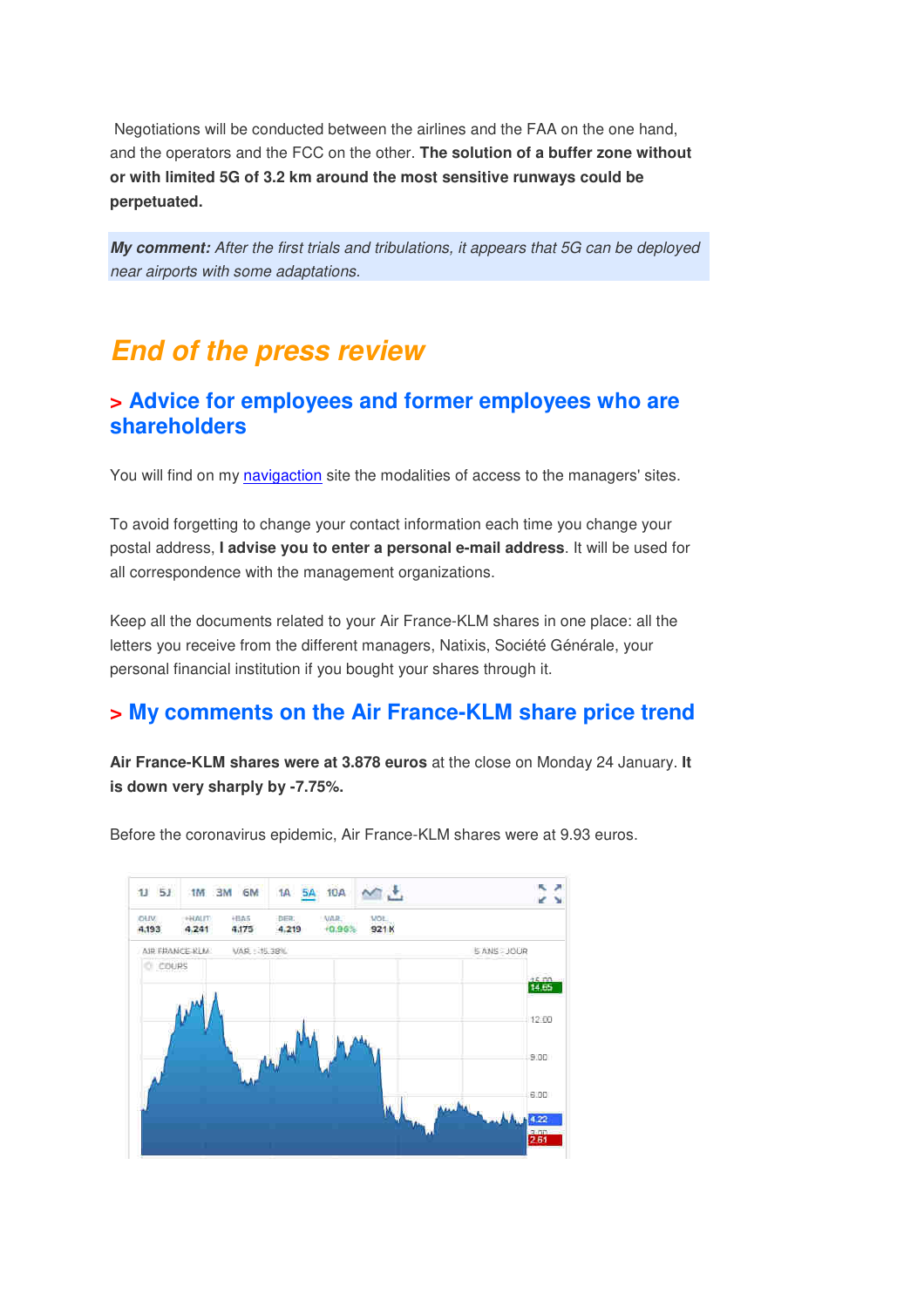Negotiations will be conducted between the airlines and the FAA on the one hand, and the operators and the FCC on the other. **The solution of a buffer zone without or with limited 5G of 3.2 km around the most sensitive runways could be perpetuated.**

***My comment:*** *After the first trials and tribulations, it appears that 5G can be deployed near airports with some adaptations.*

# End of the press review

## > Advice for employees and former employees who are shareholders

You will find on my navigaction site the modalities of access to the managers' sites.

To avoid forgetting to change your contact information each time you change your postal address, **I advise you to enter a personal e-mail address**. It will be used for all correspondence with the management organizations.

Keep all the documents related to your Air France-KLM shares in one place: all the letters you receive from the different managers, Natixis, Société Générale, your personal financial institution if you bought your shares through it.

## > My comments on the Air France-KLM share price trend

**Air France-KLM shares were at 3.878 euros** at the close on Monday 24 January. **It is down very sharply by -7.75%.**

Before the coronavirus epidemic, Air France-KLM shares were at 9.93 euros.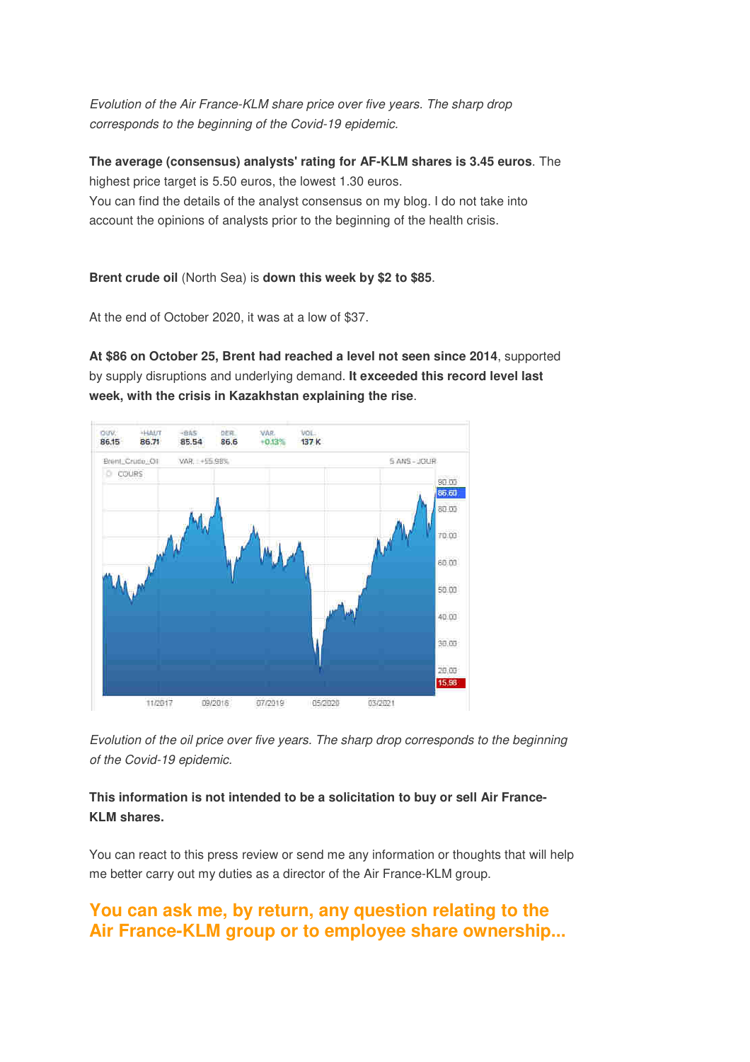*Evolution of the Air France-KLM share price over five years. The sharp drop corresponds to the beginning of the Covid-19 epidemic.*

**The average (consensus) analysts' rating for AF-KLM shares is 3.45 euros**. The highest price target is 5.50 euros, the lowest 1.30 euros.
You can find the details of the analyst consensus on my blog. I do not take into account the opinions of analysts prior to the beginning of the health crisis.

**Brent crude oil** (North Sea) is **down this week by $2 to $85**.

At the end of October 2020, it was at a low of $37.

**At $86 on October 25, Brent had reached a level not seen since 2014**, supported by supply disruptions and underlying demand. **It exceeded this record level last week, with the crisis in Kazakhstan explaining the rise**.

*Evolution of the oil price over five years. The sharp drop corresponds to the beginning of the Covid-19 epidemic.*

**This information is not intended to be a solicitation to buy or sell Air France-KLM shares.**

You can react to this press review or send me any information or thoughts that will help me better carry out my duties as a director of the Air France-KLM group.

## You can ask me, by return, any question relating to the Air France-KLM group or to employee share ownership...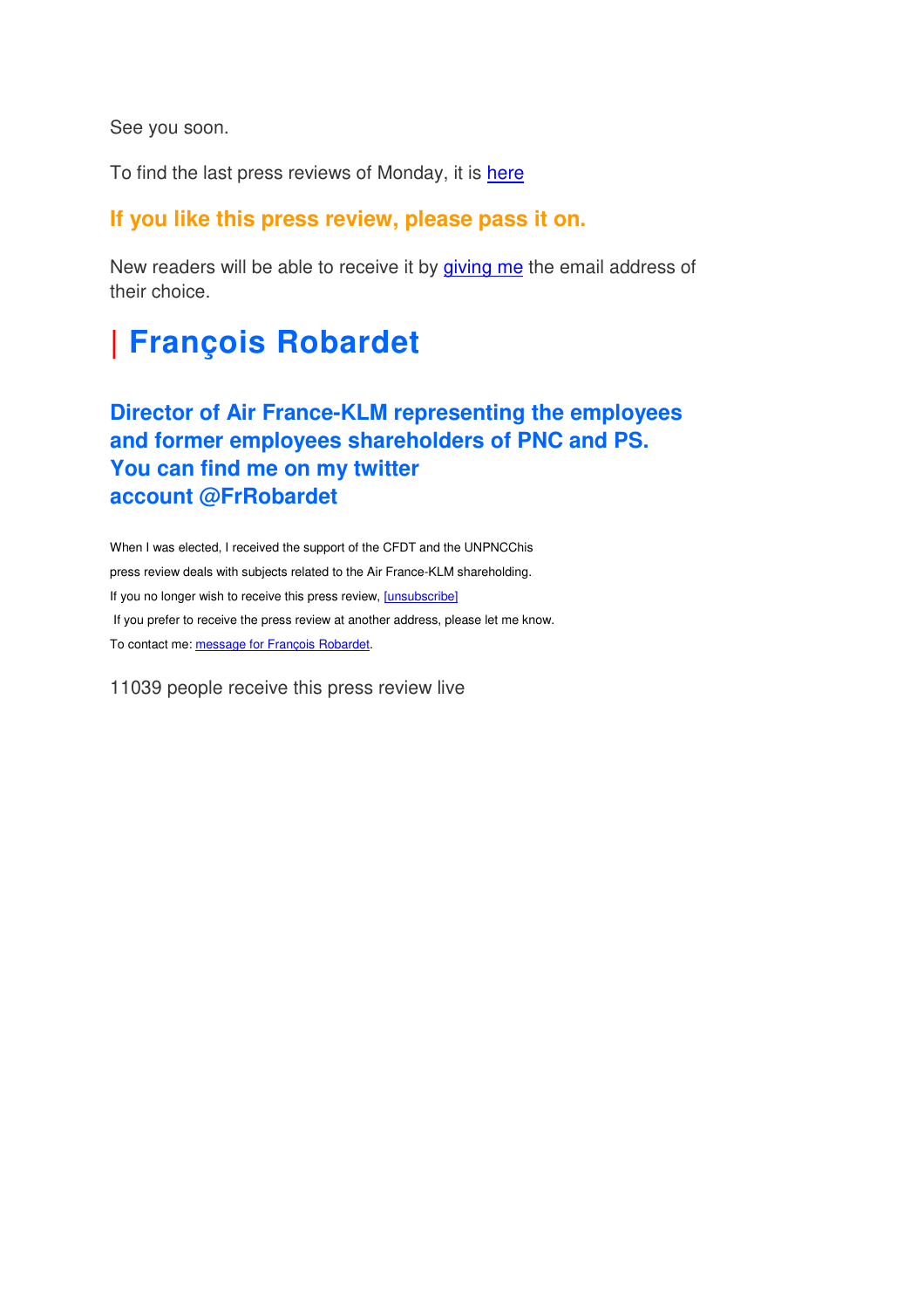See you soon.

To find the last press reviews of Monday, it is here

**If you like this press review, please pass it on.**

New readers will be able to receive it by giving me the email address of their choice.

# | François Robardet

### Director of Air France-KLM representing the employees and former employees shareholders of PNC and PS. You can find me on my twitter account @FrRobardet

When I was elected, I received the support of the CFDT and the UNPNCThis press review deals with subjects related to the Air France-KLM shareholding.

If you no longer wish to receive this press review, [unsubscribe]

If you prefer to receive the press review at another address, please let me know.

To contact me: message for François Robardet.

11039 people receive this press review live